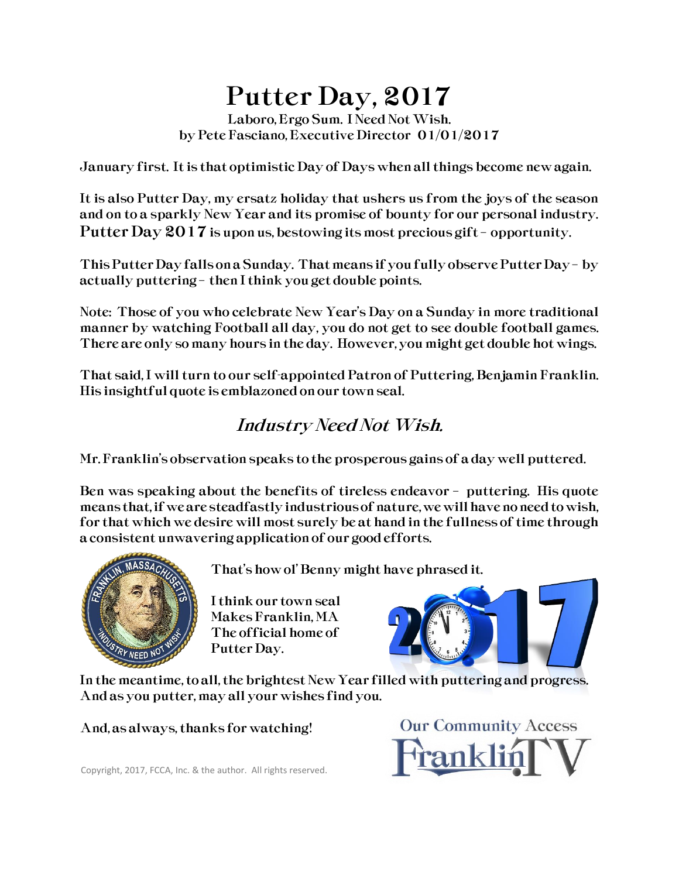# Putter Day, 2017

Laboro, Ergo Sum. I Need Not Wish.
by Pete Fasciano, Executive Director 01/01/2017

January first. It is that optimistic Day of Days when all things become new again.

It is also Putter Day, my ersatz holiday that ushers us from the joys of the season and on to a sparkly New Year and its promise of bounty for our personal industry. **Putter Day 2017** is upon us, bestowing its most precious gift – opportunity.

This Putter Day falls on a Sunday. That means if you fully observe Putter Day – by actually puttering – then I think you get double points.

Note: Those of you who celebrate New Year's Day on a Sunday in more traditional manner by watching Football all day, you do not get to see double football games. There are only so many hours in the day. However, you might get double hot wings.

That said, I will turn to our self-appointed Patron of Puttering, Benjamin Franklin. His insightful quote is emblazoned on our town seal.

## *Industry Need Not Wish.*

Mr. Franklin's observation speaks to the prosperous gains of a day well puttered.

Ben was speaking about the benefits of tireless endeavor – puttering. His quote means that, if we are steadfastly industrious of nature, we will have no need to wish, for that which we desire will most surely be at hand in the fullness of time through a consistent unwavering application of our good efforts.

That's how ol' Benny might have phrased it.

I think our town seal Makes Franklin, MA The official home of Putter Day.

In the meantime, to all, the brightest New Year filled with puttering and progress. And as you putter, may all your wishes find you.

And, as always, thanks for watching!

Copyright, 2017, FCCA, Inc. & the author. All rights reserved.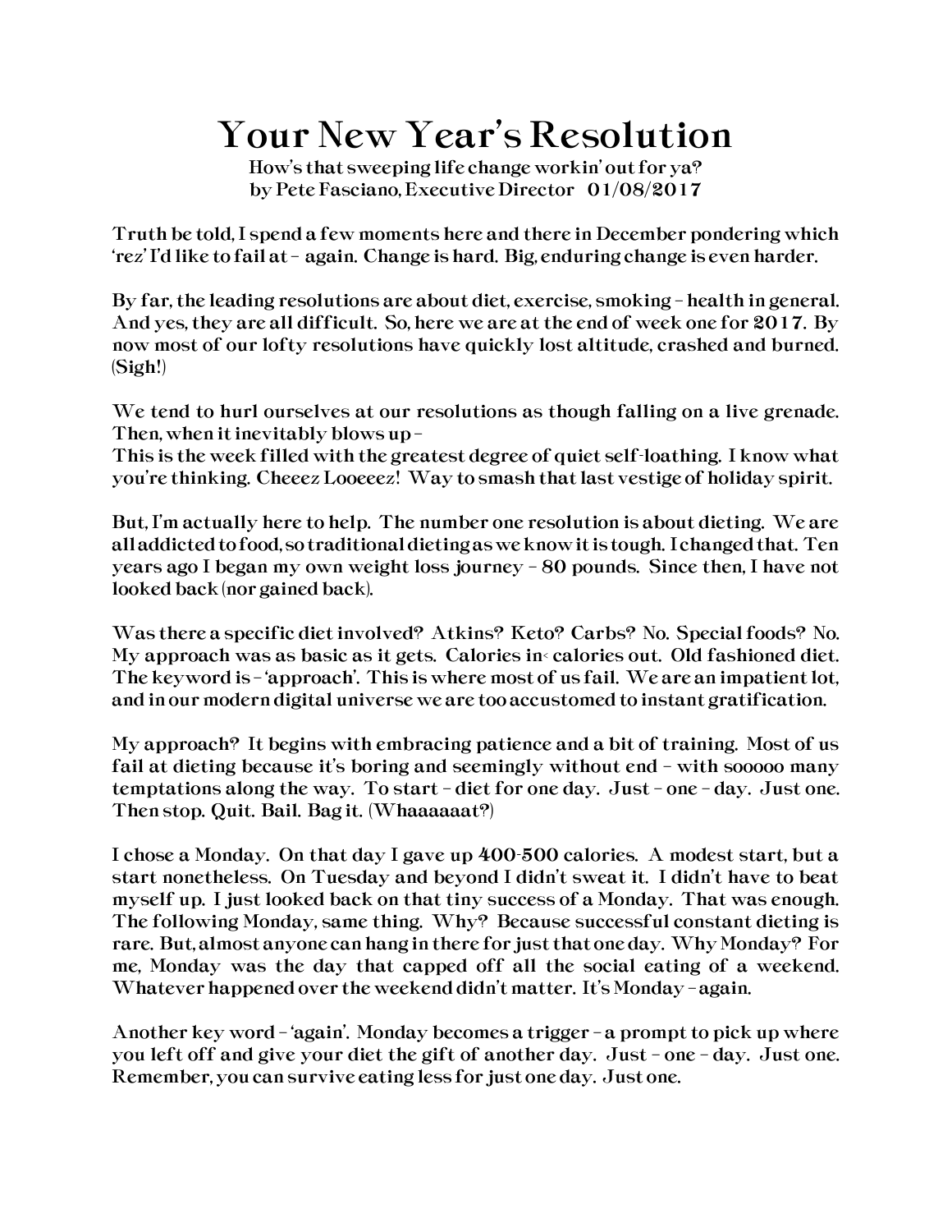# Your New Year's Resolution

How's that sweeping life change workin' out for ya?
by Pete Fasciano, Executive Director 01/08/2017

Truth be told, I spend a few moments here and there in December pondering which 'rez' I'd like to fail at – again. Change is hard. Big, enduring change is even harder.

By far, the leading resolutions are about diet, exercise, smoking – health in general. And yes, they are all difficult. So, here we are at the end of week one for 2017. By now most of our lofty resolutions have quickly lost altitude, crashed and burned. (Sigh!)

We tend to hurl ourselves at our resolutions as though falling on a live grenade. Then, when it inevitably blows up –
This is the week filled with the greatest degree of quiet self-loathing. I know what you're thinking. Cheeez Looeeez! Way to smash that last vestige of holiday spirit.

But, I'm actually here to help. The number one resolution is about dieting. We are all addicted to food, so traditional dieting as we know it is tough. I changed that. Ten years ago I began my own weight loss journey – 80 pounds. Since then, I have not looked back (nor gained back).

Was there a specific diet involved? Atkins? Keto? Carbs? No. Special foods? No. My approach was as basic as it gets. Calories in< calories out. Old fashioned diet. The keyword is – 'approach'. This is where most of us fail. We are an impatient lot, and in our modern digital universe we are too accustomed to instant gratification.

My approach? It begins with embracing patience and a bit of training. Most of us fail at dieting because it's boring and seemingly without end – with sooooo many temptations along the way. To start – diet for one day. Just – one – day. Just one. Then stop. Quit. Bail. Bag it. (Whaaaaaat?)

I chose a Monday. On that day I gave up 400-500 calories. A modest start, but a start nonetheless. On Tuesday and beyond I didn't sweat it. I didn't have to beat myself up. I just looked back on that tiny success of a Monday. That was enough. The following Monday, same thing. Why? Because successful constant dieting is rare. But, almost anyone can hang in there for just that one day. Why Monday? For me, Monday was the day that capped off all the social eating of a weekend. Whatever happened over the weekend didn't matter. It's Monday – again.

Another key word – 'again'. Monday becomes a trigger – a prompt to pick up where you left off and give your diet the gift of another day. Just – one – day. Just one. Remember, you can survive eating less for just one day. Just one.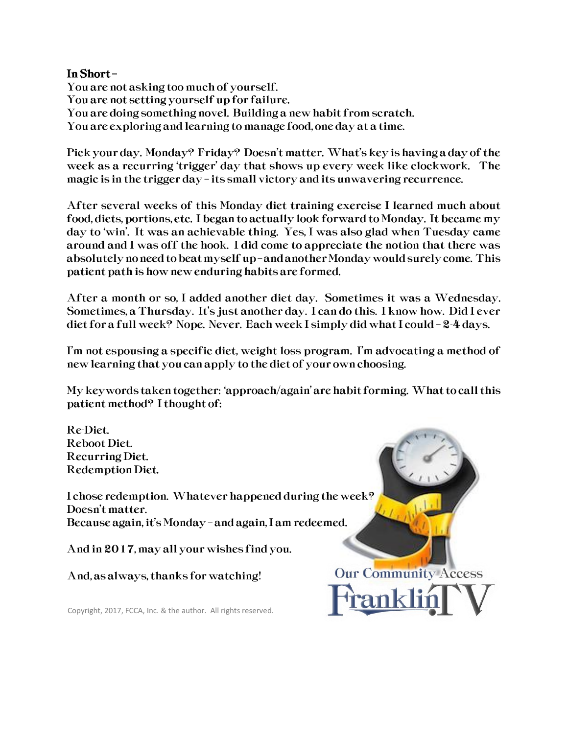**In Short –**

You are not asking too much of yourself.
You are not setting yourself up for failure.
You are doing something novel. Building a new habit from scratch.
You are exploring and learning to manage food, one day at a time.

Pick your day. Monday? Friday? Doesn't matter. What's key is having a day of the week as a recurring 'trigger' day that shows up every week like clockwork. The magic is in the trigger day – its small victory and its unwavering recurrence.

After several weeks of this Monday diet training exercise I learned much about food, diets, portions, etc. I began to actually look forward to Monday. It became my day to 'win'. It was an achievable thing. Yes, I was also glad when Tuesday came around and I was off the hook. I did come to appreciate the notion that there was absolutely no need to beat myself up – and another Monday would surely come. This patient path is how new enduring habits are formed.

After a month or so, I added another diet day. Sometimes it was a Wednesday. Sometimes, a Thursday. It's just another day. I can do this. I know how. Did I ever diet for a full week? Nope. Never. Each week I simply did what I could – 2-4 days.

I'm not espousing a specific diet, weight loss program. I'm advocating a method of new learning that you can apply to the diet of your own choosing.

My keywords taken together: 'approach/again' are habit forming. What to call this patient method? I thought of:

Re-Diet.
Reboot Diet.
Recurring Diet.
Redemption Diet.

I chose redemption. Whatever happened during the week?
Doesn't matter.
Because again, it's Monday – and again, I am redeemed.

And in 2017, may all your wishes find you.

And, as always, thanks for watching!

Copyright, 2017, FCCA, Inc. & the author. All rights reserved.

Our Community Access
FranklinTV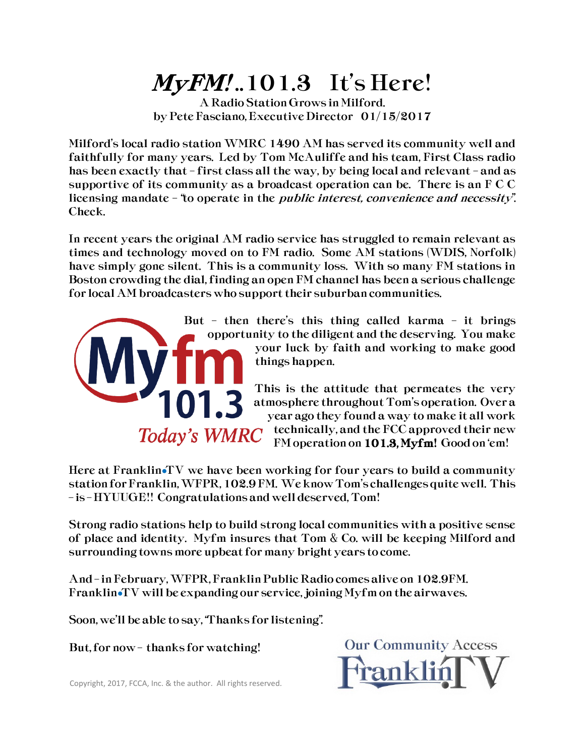# *MyFM!*..101.3 It's Here!

A Radio Station Grows in Milford.
by Pete Fasciano, Executive Director 01/15/2017

Milford's local radio station WMRC 1490 AM has served its community well and faithfully for many years. Led by Tom McAuliffe and his team, First Class radio has been exactly that – first class all the way, by being local and relevant – and as supportive of its community as a broadcast operation can be. There is an F C C licensing mandate – "to operate in the *public interest, convenience and necessity*". Check.

In recent years the original AM radio service has struggled to remain relevant as times and technology moved on to FM radio. Some AM stations (WDIS, Norfolk) have simply gone silent. This is a community loss. With so many FM stations in Boston crowding the dial, finding an open FM channel has been a serious challenge for local AM broadcasters who support their suburban communities.

Myfm 101.3 Today's WMRC

But – then there's this thing called karma – it brings opportunity to the diligent and the deserving. You make your luck by faith and working to make good things happen.

This is the attitude that permeates the very atmosphere throughout Tom's operation. Over a year ago they found a way to make it all work technically, and the FCC approved their new FM operation on **101.3, Myfm!** Good on 'em!

Here at Franklin•TV we have been working for four years to build a community station for Franklin, WFPR, 102.9 FM. We know Tom's challenges quite well. This – is – HYUUGE!! Congratulations and well deserved, Tom!

Strong radio stations help to build strong local communities with a positive sense of place and identity. Myfm insures that Tom & Co. will be keeping Milford and surrounding towns more upbeat for many bright years to come.

And – in February, WFPR, Franklin Public Radio comes alive on 102.9FM. Franklin•TV will be expanding our service, joining Myfm on the airwaves.

Soon, we'll be able to say, "Thanks for listening".

But, for now – thanks for watching!

Our Community Access Franklin TV

Copyright, 2017, FCCA, Inc. & the author. All rights reserved.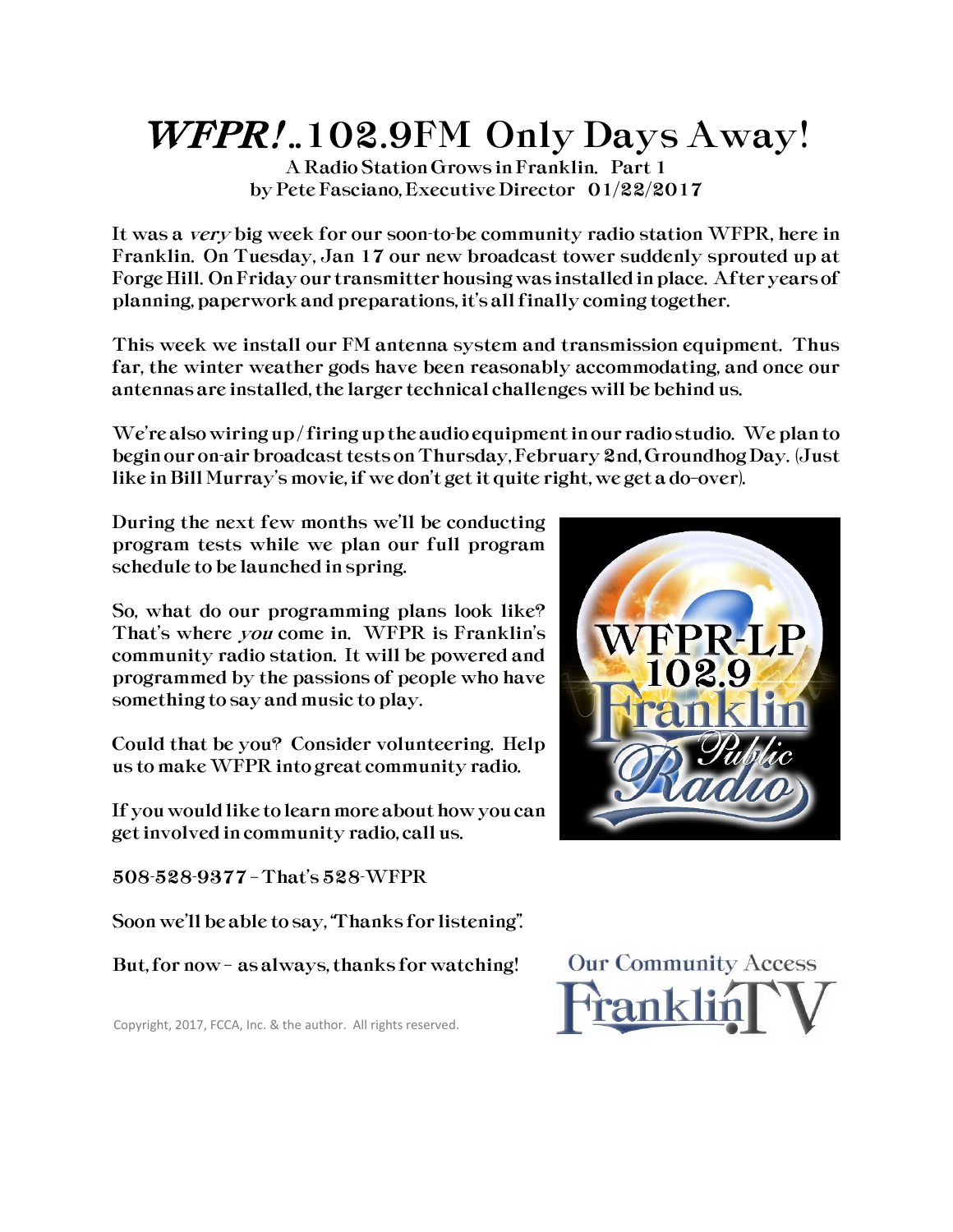# *WFPR!*..102.9FM Only Days Away!

A Radio Station Grows in Franklin. Part 1
by Pete Fasciano, Executive Director 01/22/2017

It was a *very* big week for our soon-to-be community radio station WFPR, here in Franklin. On Tuesday, Jan 17 our new broadcast tower suddenly sprouted up at Forge Hill. On Friday our transmitter housing was installed in place. After years of planning, paperwork and preparations, it's all finally coming together.

This week we install our FM antenna system and transmission equipment. Thus far, the winter weather gods have been reasonably accommodating, and once our antennas are installed, the larger technical challenges will be behind us.

We're also wiring up / firing up the audio equipment in our radio studio. We plan to begin our on-air broadcast tests on Thursday, February 2nd, Groundhog Day. (Just like in Bill Murray's movie, if we don't get it quite right, we get a do-over).

During the next few months we'll be conducting program tests while we plan our full program schedule to be launched in spring.

So, what do our programming plans look like? That's where *you* come in. WFPR is Franklin's community radio station. It will be powered and programmed by the passions of people who have something to say and music to play.

Could that be you? Consider volunteering. Help us to make WFPR into great community radio.

If you would like to learn more about how you can get involved in community radio, call us.

508-528-9377 – That's 528-WFPR

Soon we'll be able to say, "Thanks for listening".

But, for now – as always, thanks for watching!

Copyright, 2017, FCCA, Inc. & the author. All rights reserved.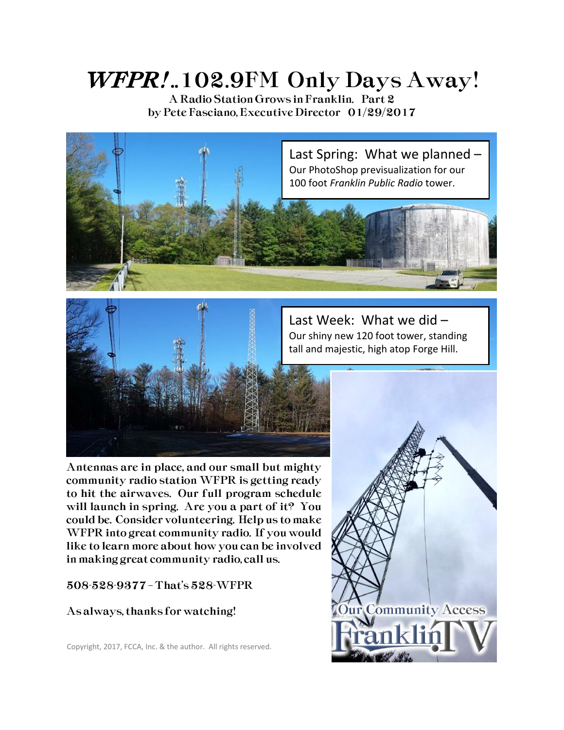# *WFPR!*..102.9FM Only Days Away!

**A Radio Station Grows in Franklin. Part 2**
**by Pete Fasciano, Executive Director 01/29/2017**

**Last Spring: What we planned –**
Our PhotoShop previsualization for our 100 foot *Franklin Public Radio* tower.

**Last Week: What we did –**
Our shiny new 120 foot tower, standing tall and majestic, high atop Forge Hill.

Antennas are in place, and our small but mighty community radio station WFPR is getting ready to hit the airwaves. Our full program schedule will launch in spring. Are you a part of it? You could be. Consider volunteering. Help us to make WFPR into great community radio. If you would like to learn more about how you can be involved in making great community radio, call us.

508-528-9377 – That's 528-WFPR

As always, thanks for watching!

Copyright, 2017, FCCA, Inc. & the author. All rights reserved.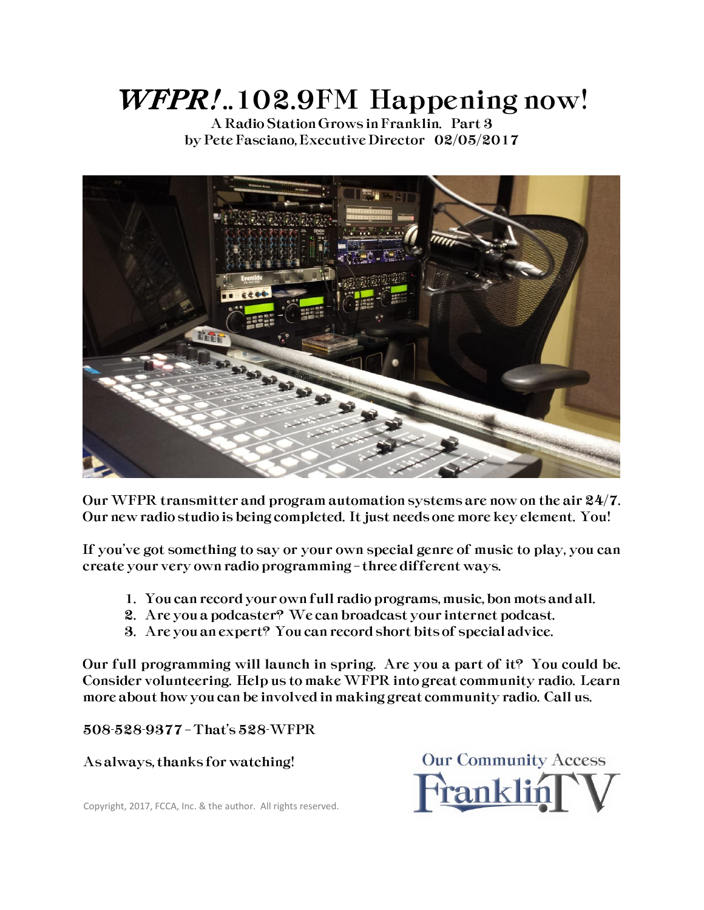# *WFPR!*..102.9FM Happening now!

A Radio Station Grows in Franklin. Part 3
by Pete Fasciano, Executive Director 02/05/2017

Our WFPR transmitter and program automation systems are now on the air 24/7. Our new radio studio is being completed. It just needs one more key element. You!

If you've got something to say or your own special genre of music to play, you can create your very own radio programming – three different ways.

1. You can record your own full radio programs, music, bon mots and all.
2. Are you a podcaster? We can broadcast your internet podcast.
3. Are you an expert? You can record short bits of special advice.

Our full programming will launch in spring. Are you a part of it? You could be. Consider volunteering. Help us to make WFPR into great community radio. Learn more about how you can be involved in making great community radio. Call us.

508-528-9377 – That's 528-WFPR

As always, thanks for watching!

Our Community Access FranklinTV

Copyright, 2017, FCCA, Inc. & the author. All rights reserved.